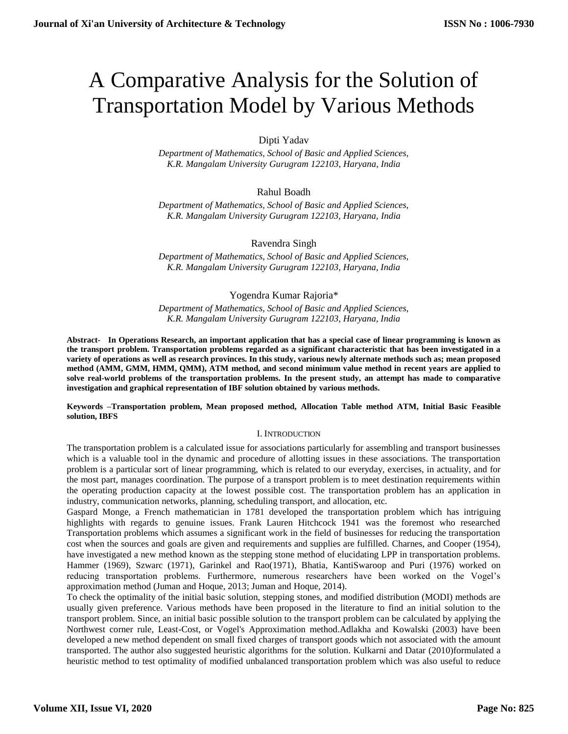# A Comparative Analysis for the Solution of Transportation Model by Various Methods

Dipti Yadav

*Department of Mathematics, School of Basic and Applied Sciences, K.R. Mangalam University Gurugram 122103, Haryana, India*

Rahul Boadh

*Department of Mathematics, School of Basic and Applied Sciences, K.R. Mangalam University Gurugram 122103, Haryana, India*

Ravendra Singh

*Department of Mathematics, School of Basic and Applied Sciences, K.R. Mangalam University Gurugram 122103, Haryana, India*

Yogendra Kumar Rajoria*

*Department of Mathematics, School of Basic and Applied Sciences, K.R. Mangalam University Gurugram 122103, Haryana, India*

**Abstract- In Operations Research, an important application that has a special case of linear programming is known as the transport problem. Transportation problems regarded as a significant characteristic that has been investigated in a variety of operations as well as research provinces. In this study, various newly alternate methods such as; mean proposed method (AMM, GMM, HMM, QMM), ATM method, and second minimum value method in recent years are applied to solve real-world problems of the transportation problems. In the present study, an attempt has made to comparative investigation and graphical representation of IBF solution obtained by various methods.**

**Keywords –Transportation problem, Mean proposed method, Allocation Table method ATM, Initial Basic Feasible solution, IBFS**

## I. Introduction

The transportation problem is a calculated issue for associations particularly for assembling and transport businesses which is a valuable tool in the dynamic and procedure of allotting issues in these associations. The transportation problem is a particular sort of linear programming, which is related to our everyday, exercises, in actuality, and for the most part, manages coordination. The purpose of a transport problem is to meet destination requirements within the operating production capacity at the lowest possible cost. The transportation problem has an application in industry, communication networks, planning, scheduling transport, and allocation, etc.

Gaspard Monge, a French mathematician in 1781 developed the transportation problem which has intriguing highlights with regards to genuine issues. Frank Lauren Hitchcock 1941 was the foremost who researched Transportation problems which assumes a significant work in the field of businesses for reducing the transportation cost when the sources and goals are given and requirements and supplies are fulfilled. Charnes, and Cooper (1954), have investigated a new method known as the stepping stone method of elucidating LPP in transportation problems. Hammer (1969), Szwarc (1971), Garinkel and Rao(1971), Bhatia, KantiSwaroop and Puri (1976) worked on reducing transportation problems. Furthermore, numerous researchers have been worked on the Vogel's approximation method (Juman and Hoque, 2013; Juman and Hoque, 2014).

To check the optimality of the initial basic solution, stepping stones, and modified distribution (MODI) methods are usually given preference. Various methods have been proposed in the literature to find an initial solution to the transport problem. Since, an initial basic possible solution to the transport problem can be calculated by applying the Northwest corner rule, Least-Cost, or Vogel's Approximation method.Adlakha and Kowalski (2003) have been developed a new method dependent on small fixed charges of transport goods which not associated with the amount transported. The author also suggested heuristic algorithms for the solution. Kulkarni and Datar (2010)formulated a heuristic method to test optimality of modified unbalanced transportation problem which was also useful to reduce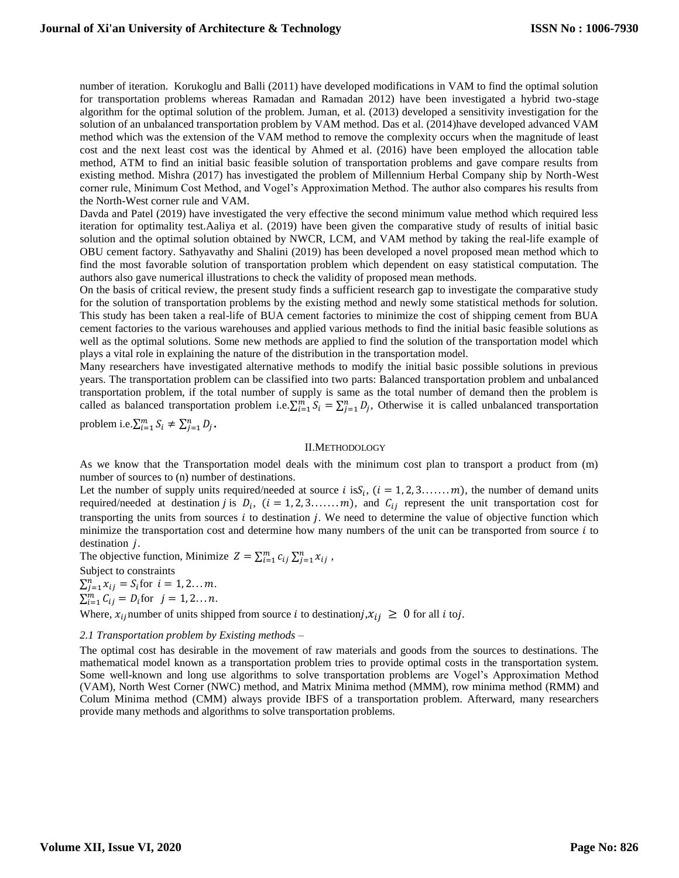number of iteration. Korukoglu and Balli (2011) have developed modifications in VAM to find the optimal solution for transportation problems whereas Ramadan and Ramadan 2012) have been investigated a hybrid two-stage algorithm for the optimal solution of the problem. Juman, et al. (2013) developed a sensitivity investigation for the solution of an unbalanced transportation problem by VAM method. Das et al. (2014)have developed advanced VAM method which was the extension of the VAM method to remove the complexity occurs when the magnitude of least cost and the next least cost was the identical by Ahmed et al. (2016) have been employed the allocation table method, ATM to find an initial basic feasible solution of transportation problems and gave compare results from existing method. Mishra (2017) has investigated the problem of Millennium Herbal Company ship by North-West corner rule, Minimum Cost Method, and Vogel's Approximation Method. The author also compares his results from the North-West corner rule and VAM.

Davda and Patel (2019) have investigated the very effective the second minimum value method which required less iteration for optimality test.Aaliya et al. (2019) have been given the comparative study of results of initial basic solution and the optimal solution obtained by NWCR, LCM, and VAM method by taking the real-life example of OBU cement factory. Sathyavathy and Shalini (2019) has been developed a novel proposed mean method which to find the most favorable solution of transportation problem which dependent on easy statistical computation. The authors also gave numerical illustrations to check the validity of proposed mean methods.

On the basis of critical review, the present study finds a sufficient research gap to investigate the comparative study for the solution of transportation problems by the existing method and newly some statistical methods for solution. This study has been taken a real-life of BUA cement factories to minimize the cost of shipping cement from BUA cement factories to the various warehouses and applied various methods to find the initial basic feasible solutions as well as the optimal solutions. Some new methods are applied to find the solution of the transportation model which plays a vital role in explaining the nature of the distribution in the transportation model.

Many researchers have investigated alternative methods to modify the initial basic possible solutions in previous years. The transportation problem can be classified into two parts: Balanced transportation problem and unbalanced transportation problem, if the total number of supply is same as the total number of demand then the problem is called as balanced transportation problem i.e.$\sum_{i=1}^{m} S_i = \sum_{j=1}^{n} D_j$, Otherwise it is called unbalanced transportation problem i.e.$\sum_{i=1}^{m} S_i \neq \sum_{j=1}^{n} D_j$.

## II.METHODOLOGY

As we know that the Transportation model deals with the minimum cost plan to transport a product from (m) number of sources to (n) number of destinations.

Let the number of supply units required/needed at source $i$ is$S_i$, $(i = 1, 2, 3.......m)$, the number of demand units required/needed at destination $j$ is $D_i$, $(i = 1, 2, 3.......m)$, and $C_{ij}$ represent the unit transportation cost for transporting the units from sources $i$ to destination $j$. We need to determine the value of objective function which minimize the transportation cost and determine how many numbers of the unit can be transported from source $i$ to destination $j$.

The objective function, Minimize $Z = \sum_{i=1}^{m} c_{ij} \sum_{j=1}^{n} x_{ij}$ ,

Subject to constraints

$\sum_{j=1}^{n} x_{ij} = S_i$for $i = 1, 2 ... m$.

$\sum_{i=1}^{m} C_{ij} = D_i$for $j = 1, 2 ... n$.

Where, $x_{ij}$number of units shipped from source $i$ to destination$j$,$x_{ij} \geq 0$ for all $i$ to$j$.

*2.1 Transportation problem by Existing methods –*

The optimal cost has desirable in the movement of raw materials and goods from the sources to destinations. The mathematical model known as a transportation problem tries to provide optimal costs in the transportation system. Some well-known and long use algorithms to solve transportation problems are Vogel's Approximation Method (VAM), North West Corner (NWC) method, and Matrix Minima method (MMM), row minima method (RMM) and Colum Minima method (CMM) always provide IBFS of a transportation problem. Afterward, many researchers provide many methods and algorithms to solve transportation problems.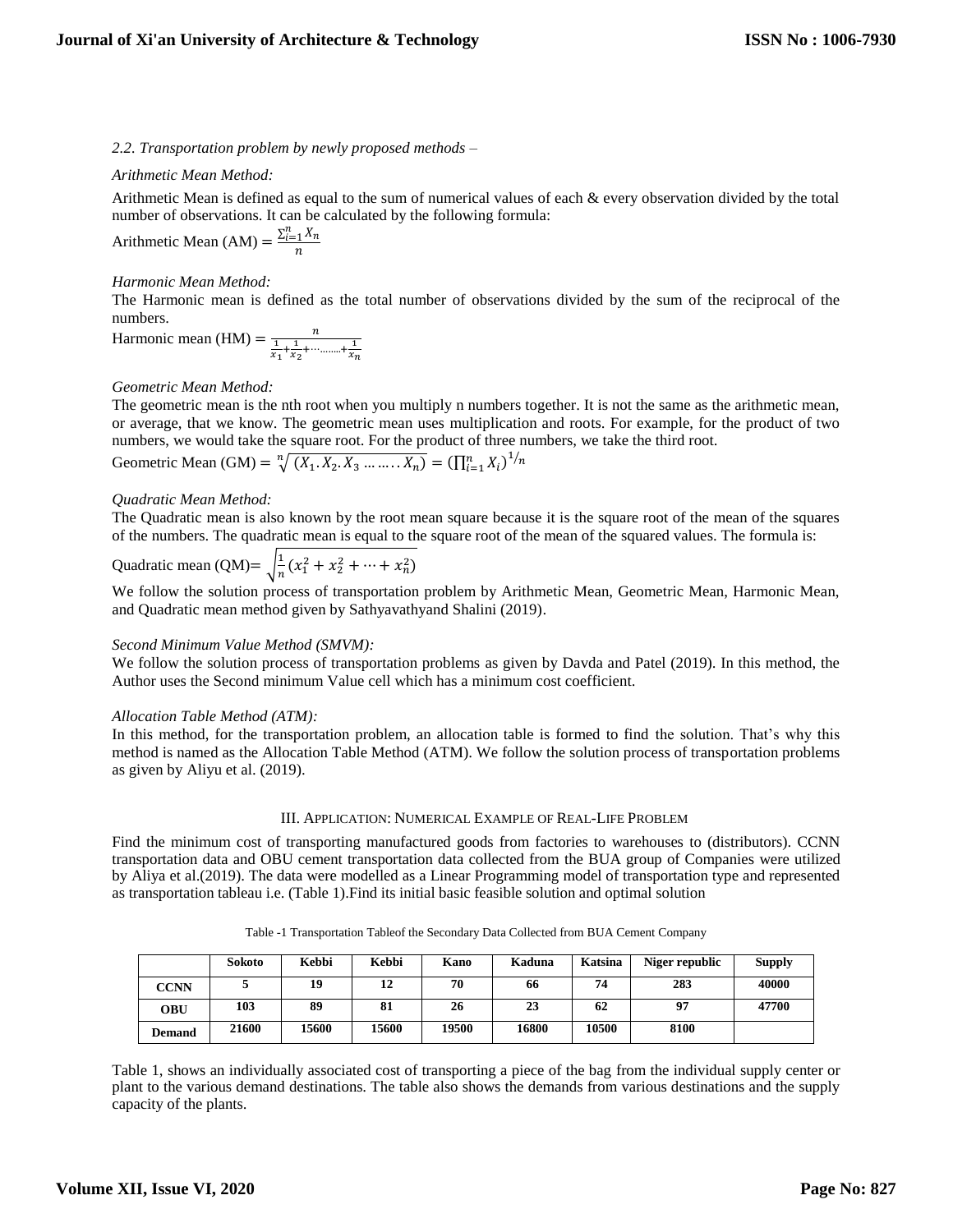*2.2. Transportation problem by newly proposed methods –*

*Arithmetic Mean Method:*

Arithmetic Mean is defined as equal to the sum of numerical values of each & every observation divided by the total number of observations. It can be calculated by the following formula:

Arithmetic Mean (AM) $= \frac{\sum_{i=1}^{n} X_n}{n}$

*Harmonic Mean Method:*

The Harmonic mean is defined as the total number of observations divided by the sum of the reciprocal of the numbers.

Harmonic mean (HM) $= \frac{n}{\frac{1}{x_1}+\frac{1}{x_2}+\cdots\ldots\ldots+\frac{1}{x_n}}$

*Geometric Mean Method:*

The geometric mean is the nth root when you multiply n numbers together. It is not the same as the arithmetic mean, or average, that we know. The geometric mean uses multiplication and roots. For example, for the product of two numbers, we would take the square root. For the product of three numbers, we take the third root.

Geometric Mean (GM) $= \sqrt[n]{(X_1.X_2.X_3 \ldots\ldots.X_n)} = \left(\prod_{i=1}^{n} X_i\right)^{1/n}$

*Quadratic Mean Method:*

The Quadratic mean is also known by the root mean square because it is the square root of the mean of the squares of the numbers. The quadratic mean is equal to the square root of the mean of the squared values. The formula is:

Quadratic mean (QM)$= \sqrt{\frac{1}{n}(x_1^2 + x_2^2 + \cdots + x_n^2)}$

We follow the solution process of transportation problem by Arithmetic Mean, Geometric Mean, Harmonic Mean, and Quadratic mean method given by Sathyavathyand Shalini (2019).

*Second Minimum Value Method (SMVM):*

We follow the solution process of transportation problems as given by Davda and Patel (2019). In this method, the Author uses the Second minimum Value cell which has a minimum cost coefficient.

*Allocation Table Method (ATM):*

In this method, for the transportation problem, an allocation table is formed to find the solution. That's why this method is named as the Allocation Table Method (ATM). We follow the solution process of transportation problems as given by Aliyu et al. (2019).

## III. Application: Numerical Example of Real-Life Problem

Find the minimum cost of transporting manufactured goods from factories to warehouses to (distributors). CCNN transportation data and OBU cement transportation data collected from the BUA group of Companies were utilized by Aliya et al.(2019). The data were modelled as a Linear Programming model of transportation type and represented as transportation tableau i.e. (Table 1).Find its initial basic feasible solution and optimal solution

Table -1 Transportation Tableof the Secondary Data Collected from BUA Cement Company

| | Sokoto | Kebbi | Kebbi | Kano | Kaduna | Katsina | Niger republic | Supply |
|---|---|---|---|---|---|---|---|---|
| **CCNN** | 5 | 19 | 12 | 70 | 66 | 74 | 283 | 40000 |
| **OBU** | 103 | 89 | 81 | 26 | 23 | 62 | 97 | 47700 |
| **Demand** | 21600 | 15600 | 15600 | 19500 | 16800 | 10500 | 8100 | |

Table 1, shows an individually associated cost of transporting a piece of the bag from the individual supply center or plant to the various demand destinations. The table also shows the demands from various destinations and the supply capacity of the plants.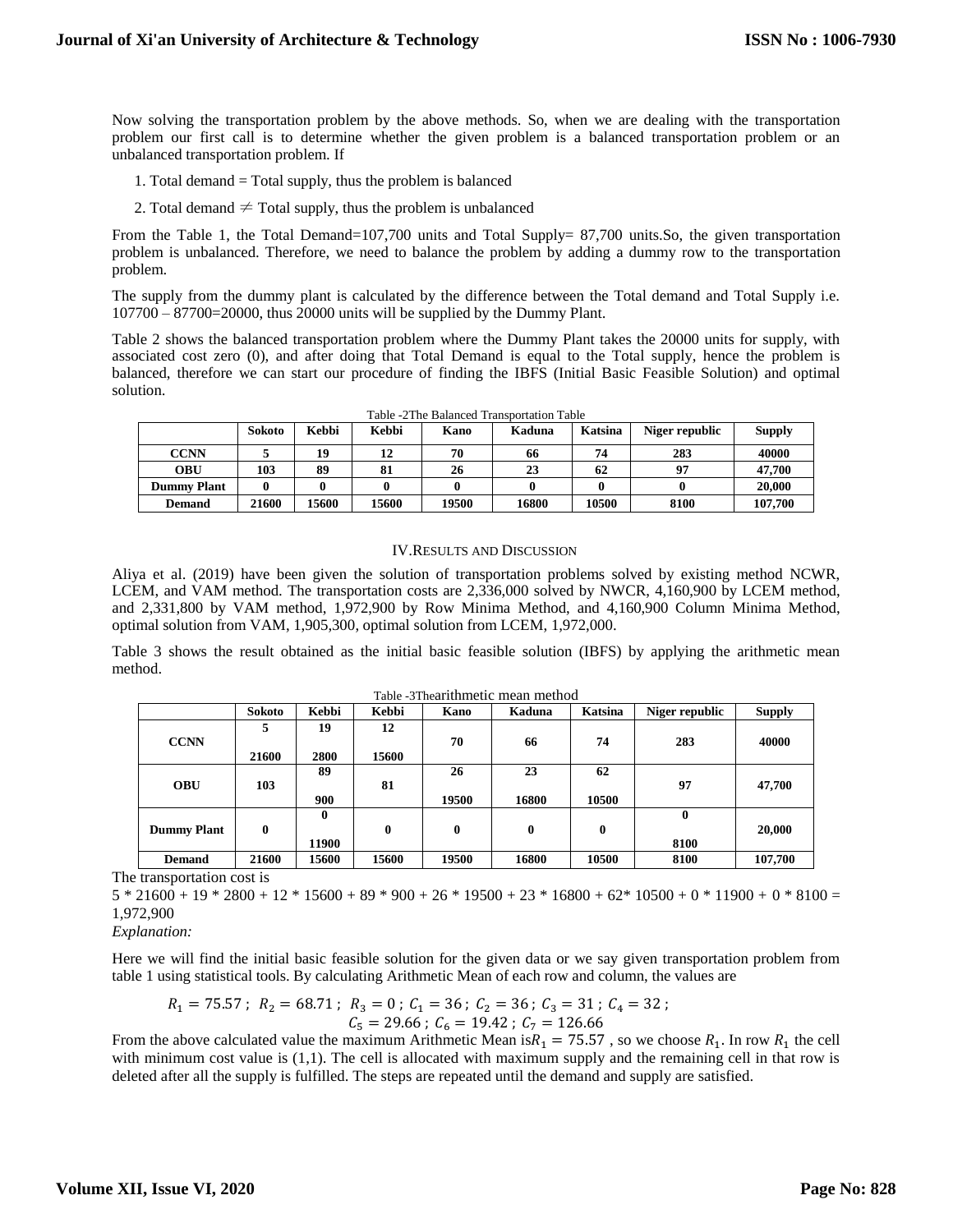Now solving the transportation problem by the above methods. So, when we are dealing with the transportation problem our first call is to determine whether the given problem is a balanced transportation problem or an unbalanced transportation problem. If

1. Total demand = Total supply, thus the problem is balanced
2. Total demand ≠ Total supply, thus the problem is unbalanced

From the Table 1, the Total Demand=107,700 units and Total Supply= 87,700 units.So, the given transportation problem is unbalanced. Therefore, we need to balance the problem by adding a dummy row to the transportation problem.

The supply from the dummy plant is calculated by the difference between the Total demand and Total Supply i.e. 107700 – 87700=20000, thus 20000 units will be supplied by the Dummy Plant.

Table 2 shows the balanced transportation problem where the Dummy Plant takes the 20000 units for supply, with associated cost zero (0), and after doing that Total Demand is equal to the Total supply, hence the problem is balanced, therefore we can start our procedure of finding the IBFS (Initial Basic Feasible Solution) and optimal solution.

Table -2The Balanced Transportation Table

| | Sokoto | Kebbi | Kebbi | Kano | Kaduna | Katsina | Niger republic | Supply |
|---|---|---|---|---|---|---|---|---|
| **CCNN** | 5 | 19 | 12 | 70 | 66 | 74 | 283 | 40000 |
| **OBU** | 103 | 89 | 81 | 26 | 23 | 62 | 97 | 47,700 |
| **Dummy Plant** | 0 | 0 | 0 | 0 | 0 | 0 | 0 | 20,000 |
| **Demand** | 21600 | 15600 | 15600 | 19500 | 16800 | 10500 | 8100 | 107,700 |

## IV.RESULTS AND DISCUSSION

Aliya et al. (2019) have been given the solution of transportation problems solved by existing method NCWR, LCEM, and VAM method. The transportation costs are 2,336,000 solved by NWCR, 4,160,900 by LCEM method, and 2,331,800 by VAM method, 1,972,900 by Row Minima Method, and 4,160,900 Column Minima Method, optimal solution from VAM, 1,905,300, optimal solution from LCEM, 1,972,000.

Table 3 shows the result obtained as the initial basic feasible solution (IBFS) by applying the arithmetic mean method.

Table -3Thearithmetic mean method

| | Sokoto | Kebbi | Kebbi | Kano | Kaduna | Katsina | Niger republic | Supply |
|---|---|---|---|---|---|---|---|---|
| **CCNN** | 5<br>21600 | 19<br>2800 | 12<br>15600 | 70 | 66 | 74 | 283 | 40000 |
| **OBU** | 103 | 89<br>900 | 81 | 26<br>19500 | 23<br>16800 | 62<br>10500 | 97 | 47,700 |
| **Dummy Plant** | 0 | 0<br>11900 | 0 | 0 | 0 | 0 | 0<br>8100 | 20,000 |
| **Demand** | 21600 | 15600 | 15600 | 19500 | 16800 | 10500 | 8100 | 107,700 |

The transportation cost is

5 * 21600 + 19 * 2800 + 12 * 15600 + 89 * 900 + 26 * 19500 + 23 * 16800 + 62* 10500 + 0 * 11900 + 0 * 8100 = 1,972,900

*Explanation:*

Here we will find the initial basic feasible solution for the given data or we say given transportation problem from table 1 using statistical tools. By calculating Arithmetic Mean of each row and column, the values are

$$R_1 = 75.57 \; ; \; R_2 = 68.71 \; ; \; R_3 = 0 \; ; \; C_1 = 36 \; ; \; C_2 = 36 \; ; \; C_3 = 31 \; ; \; C_4 = 32 \; ;$$
$$C_5 = 29.66 \; ; \; C_6 = 19.42 \; ; \; C_7 = 126.66$$

From the above calculated value the maximum Arithmetic Mean is$R_1 = 75.57$ , so we choose $R_1$. In row $R_1$ the cell with minimum cost value is (1,1). The cell is allocated with maximum supply and the remaining cell in that row is deleted after all the supply is fulfilled. The steps are repeated until the demand and supply are satisfied.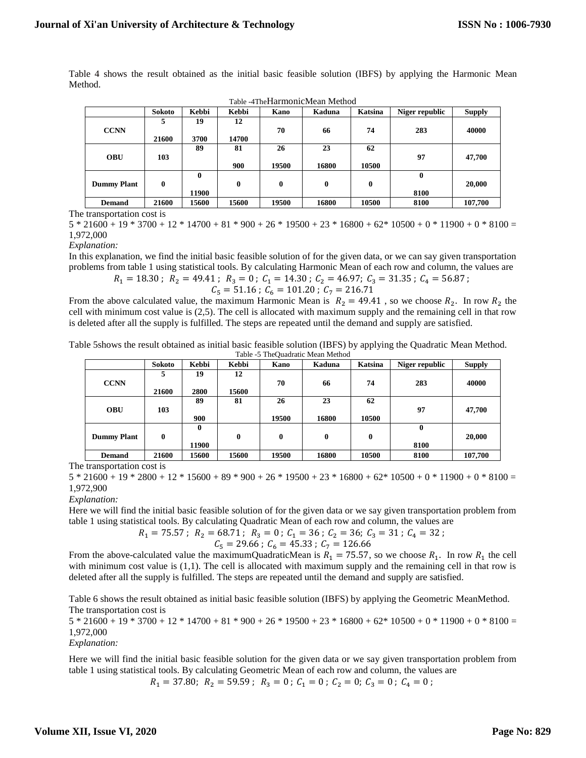Table 4 shows the result obtained as the initial basic feasible solution (IBFS) by applying the Harmonic Mean Method.

Table -4TheHarmonicMean Method

| | Sokoto | Kebbi | Kebbi | Kano | Kaduna | Katsina | Niger republic | Supply |
|---|---|---|---|---|---|---|---|---|
| **CCNN** | 5<br>21600 | 19<br>3700 | 12<br>14700 | 70 | 66 | 74 | 283 | 40000 |
| **OBU** | 103 | 89 | 81<br>900 | 26<br>19500 | 23<br>16800 | 62<br>10500 | 97 | 47,700 |
| **Dummy Plant** | 0 | 0<br>11900 | 0 | 0 | 0 | 0 | 0<br>8100 | 20,000 |
| **Demand** | 21600 | 15600 | 15600 | 19500 | 16800 | 10500 | 8100 | 107,700 |

The transportation cost is

5 * 21600 + 19 * 3700 + 12 * 14700 + 81 * 900 + 26 * 19500 + 23 * 16800 + 62* 10500 + 0 * 11900 + 0 * 8100 = 1,972,000

*Explanation:*

In this explanation, we find the initial basic feasible solution of for the given data, or we can say given transportation problems from table 1 using statistical tools. By calculating Harmonic Mean of each row and column, the values are

$$R_1 = 18.30\ ;\ R_2 = 49.41\ ;\ R_3 = 0\ ;\ C_1 = 14.30\ ;\ C_2 = 46.97;\ C_3 = 31.35\ ;\ C_4 = 56.87\ ;$$
$$C_5 = 51.16\ ;\ C_6 = 101.20\ ;\ C_7 = 216.71$$

From the above calculated value, the maximum Harmonic Mean is $R_2 = 49.41$ , so we choose $R_2$. In row $R_2$ the cell with minimum cost value is (2,5). The cell is allocated with maximum supply and the remaining cell in that row is deleted after all the supply is fulfilled. The steps are repeated until the demand and supply are satisfied.

Table 5shows the result obtained as initial basic feasible solution (IBFS) by applying the Quadratic Mean Method.

Table -5 TheQuadratic Mean Method

| | Sokoto | Kebbi | Kebbi | Kano | Kaduna | Katsina | Niger republic | Supply |
|---|---|---|---|---|---|---|---|---|
| **CCNN** | 5<br>21600 | 19<br>2800 | 12<br>15600 | 70 | 66 | 74 | 283 | 40000 |
| **OBU** | 103 | 89<br>900 | 81 | 26<br>19500 | 23<br>16800 | 62<br>10500 | 97 | 47,700 |
| **Dummy Plant** | 0 | 0<br>11900 | 0 | 0 | 0 | 0 | 0<br>8100 | 20,000 |
| **Demand** | 21600 | 15600 | 15600 | 19500 | 16800 | 10500 | 8100 | 107,700 |

The transportation cost is

5 * 21600 + 19 * 2800 + 12 * 15600 + 89 * 900 + 26 * 19500 + 23 * 16800 + 62* 10500 + 0 * 11900 + 0 * 8100 = 1,972,900

*Explanation:*

Here we will find the initial basic feasible solution of for the given data or we say given transportation problem from table 1 using statistical tools. By calculating Quadratic Mean of each row and column, the values are

$$R_1 = 75.57\ ;\ R_2 = 68.71\ ;\ R_3 = 0\ ;\ C_1 = 36\ ;\ C_2 = 36;\ C_3 = 31\ ;\ C_4 = 32\ ;$$
$$C_5 = 29.66\ ;\ C_6 = 45.33\ ;\ C_7 = 126.66$$

From the above-calculated value the maximumQuadraticMean is $R_1 = 75.57$, so we choose $R_1$. In row $R_1$ the cell with minimum cost value is (1,1). The cell is allocated with maximum supply and the remaining cell in that row is deleted after all the supply is fulfilled. The steps are repeated until the demand and supply are satisfied.

Table 6 shows the result obtained as initial basic feasible solution (IBFS) by applying the Geometric MeanMethod.

The transportation cost is

5 * 21600 + 19 * 3700 + 12 * 14700 + 81 * 900 + 26 * 19500 + 23 * 16800 + 62* 10500 + 0 * 11900 + 0 * 8100 = 1,972,000

*Explanation:*

Here we will find the initial basic feasible solution for the given data or we say given transportation problem from table 1 using statistical tools. By calculating Geometric Mean of each row and column, the values are

$$R_1 = 37.80;\ R_2 = 59.59\ ;\ R_3 = 0\ ;\ C_1 = 0\ ;\ C_2 = 0;\ C_3 = 0\ ;\ C_4 = 0\ ;$$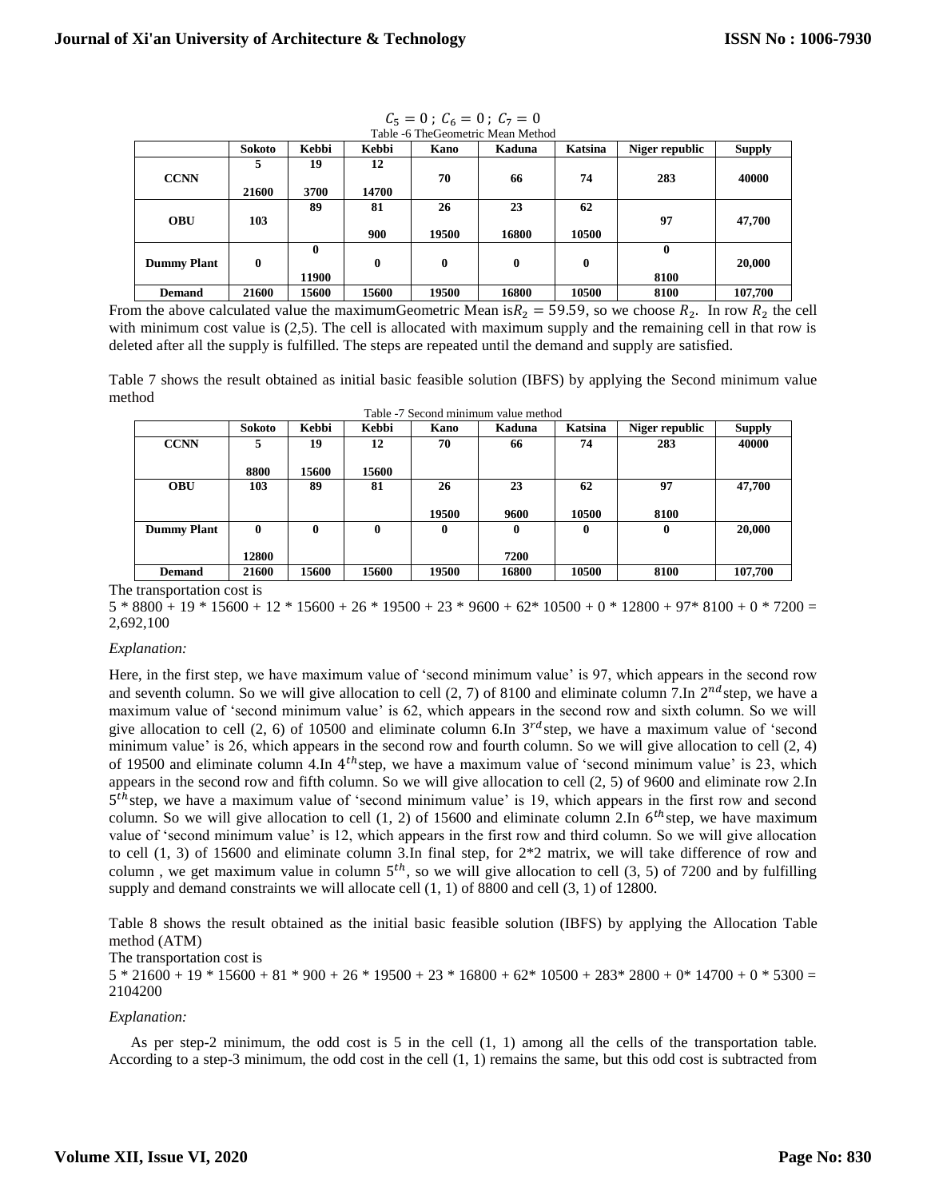$C_5 = 0$ ; $C_6 = 0$ ; $C_7 = 0$

Table -6 TheGeometric Mean Method

| | Sokoto | Kebbi | Kebbi | Kano | Kaduna | Katsina | Niger republic | Supply |
|---|---|---|---|---|---|---|---|---|
| CCNN | 5<br>21600 | 19<br>3700 | 12<br>14700 | 70 | 66 | 74 | 283 | 40000 |
| OBU | 103 | 89 | 81<br>900 | 26<br>19500 | 23<br>16800 | 62<br>10500 | 97 | 47,700 |
| Dummy Plant | 0 | 0<br>11900 | 0 | 0 | 0 | 0 | 0<br>8100 | 20,000 |
| Demand | 21600 | 15600 | 15600 | 19500 | 16800 | 10500 | 8100 | 107,700 |

From the above calculated value the maximumGeometric Mean is$R_2 = 59.59$, so we choose $R_2$. In row $R_2$ the cell with minimum cost value is (2,5). The cell is allocated with maximum supply and the remaining cell in that row is deleted after all the supply is fulfilled. The steps are repeated until the demand and supply are satisfied.

Table 7 shows the result obtained as initial basic feasible solution (IBFS) by applying the Second minimum value method

Table -7 Second minimum value method

| | Sokoto | Kebbi | Kebbi | Kano | Kaduna | Katsina | Niger republic | Supply |
|---|---|---|---|---|---|---|---|---|
| CCNN | 5<br>8800 | 19<br>15600 | 12<br>15600 | 70 | 66 | 74 | 283 | 40000 |
| OBU | 103 | 89 | 81 | 26<br>19500 | 23<br>9600 | 62<br>10500 | 97<br>8100 | 47,700 |
| Dummy Plant | 0<br>12800 | 0 | 0 | 0 | 0<br>7200 | 0 | 0 | 20,000 |
| Demand | 21600 | 15600 | 15600 | 19500 | 16800 | 10500 | 8100 | 107,700 |

The transportation cost is

5 * 8800 + 19 * 15600 + 12 * 15600 + 26 * 19500 + 23 * 9600 + 62* 10500 + 0 * 12800 + 97* 8100 + 0 * 7200 = 2,692,100

*Explanation:*

Here, in the first step, we have maximum value of 'second minimum value' is 97, which appears in the second row and seventh column. So we will give allocation to cell (2, 7) of 8100 and eliminate column 7.In $2^{nd}$step, we have a maximum value of 'second minimum value' is 62, which appears in the second row and sixth column. So we will give allocation to cell (2, 6) of 10500 and eliminate column 6.In $3^{rd}$step, we have a maximum value of 'second minimum value' is 26, which appears in the second row and fourth column. So we will give allocation to cell (2, 4) of 19500 and eliminate column 4.In $4^{th}$step, we have a maximum value of 'second minimum value' is 23, which appears in the second row and fifth column. So we will give allocation to cell (2, 5) of 9600 and eliminate row 2.In $5^{th}$step, we have a maximum value of 'second minimum value' is 19, which appears in the first row and second column. So we will give allocation to cell (1, 2) of 15600 and eliminate column 2.In $6^{th}$step, we have maximum value of 'second minimum value' is 12, which appears in the first row and third column. So we will give allocation to cell (1, 3) of 15600 and eliminate column 3.In final step, for 2*2 matrix, we will take difference of row and column , we get maximum value in column $5^{th}$, so we will give allocation to cell (3, 5) of 7200 and by fulfilling supply and demand constraints we will allocate cell (1, 1) of 8800 and cell (3, 1) of 12800.

Table 8 shows the result obtained as the initial basic feasible solution (IBFS) by applying the Allocation Table method (ATM)

The transportation cost is

5 * 21600 + 19 * 15600 + 81 * 900 + 26 * 19500 + 23 * 16800 + 62* 10500 + 283* 2800 + 0* 14700 + 0 * 5300 = 2104200

*Explanation:*

As per step-2 minimum, the odd cost is 5 in the cell (1, 1) among all the cells of the transportation table. According to a step-3 minimum, the odd cost in the cell (1, 1) remains the same, but this odd cost is subtracted from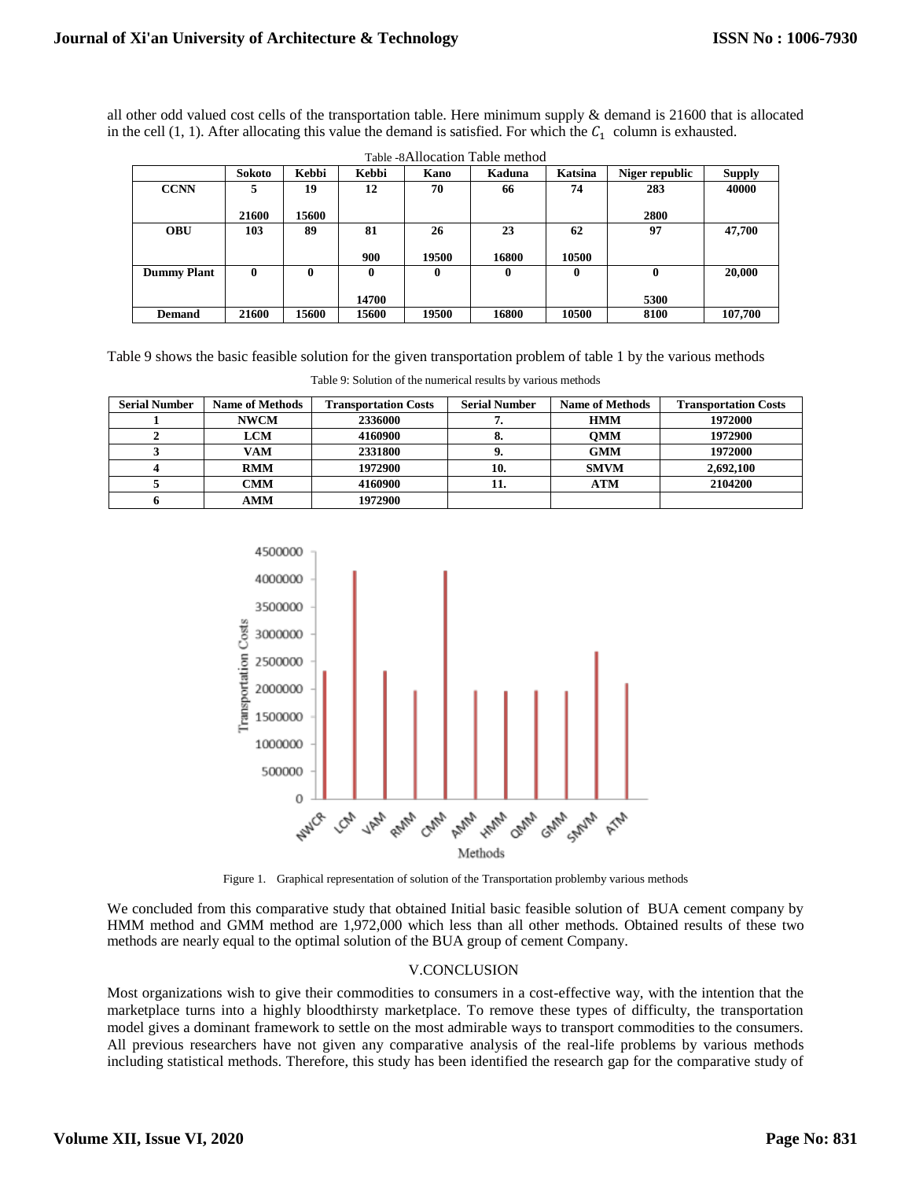all other odd valued cost cells of the transportation table. Here minimum supply & demand is 21600 that is allocated in the cell (1, 1). After allocating this value the demand is satisfied. For which the $C_1$ column is exhausted.

Table -8Allocation Table method

| | Sokoto | Kebbi | Kebbi | Kano | Kaduna | Katsina | Niger republic | Supply |
|---|---|---|---|---|---|---|---|---|
| **CCNN** | 5<br><br>21600 | 19<br><br>15600 | 12 | 70 | 66 | 74 | 283<br><br>2800 | 40000 |
| **OBU** | 103 | 89 | 81<br><br>900 | 26<br><br>19500 | 23<br><br>16800 | 62<br><br>10500 | 97 | 47,700 |
| **Dummy Plant** | 0 | 0 | 0<br><br>14700 | 0 | 0 | 0 | 0<br><br>5300 | 20,000 |
| **Demand** | 21600 | 15600 | 15600 | 19500 | 16800 | 10500 | 8100 | 107,700 |

Table 9 shows the basic feasible solution for the given transportation problem of table 1 by the various methods

Table 9: Solution of the numerical results by various methods

| Serial Number | Name of Methods | Transportation Costs | Serial Number | Name of Methods | Transportation Costs |
|---|---|---|---|---|---|
| 1 | NWCM | 2336000 | 7. | HMM | 1972000 |
| 2 | LCM | 4160900 | 8. | QMM | 1972900 |
| 3 | VAM | 2331800 | 9. | GMM | 1972000 |
| 4 | RMM | 1972900 | 10. | SMVM | 2,692,100 |
| 5 | CMM | 4160900 | 11. | ATM | 2104200 |
| 6 | AMM | 1972900 | | | |

Figure 1. Graphical representation of solution of the Transportation problemby various methods

We concluded from this comparative study that obtained Initial basic feasible solution of BUA cement company by HMM method and GMM method are 1,972,000 which less than all other methods. Obtained results of these two methods are nearly equal to the optimal solution of the BUA group of cement Company.

## V.CONCLUSION

Most organizations wish to give their commodities to consumers in a cost-effective way, with the intention that the marketplace turns into a highly bloodthirsty marketplace. To remove these types of difficulty, the transportation model gives a dominant framework to settle on the most admirable ways to transport commodities to the consumers. All previous researchers have not given any comparative analysis of the real-life problems by various methods including statistical methods. Therefore, this study has been identified the research gap for the comparative study of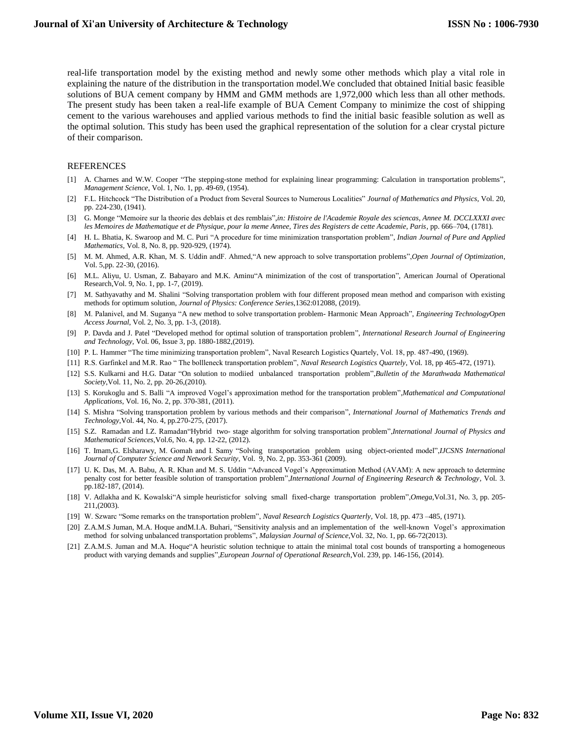real-life transportation model by the existing method and newly some other methods which play a vital role in explaining the nature of the distribution in the transportation model.We concluded that obtained Initial basic feasible solutions of BUA cement company by HMM and GMM methods are 1,972,000 which less than all other methods. The present study has been taken a real-life example of BUA Cement Company to minimize the cost of shipping cement to the various warehouses and applied various methods to find the initial basic feasible solution as well as the optimal solution. This study has been used the graphical representation of the solution for a clear crystal picture of their comparison.

## REFERENCES

[1] A. Charnes and W.W. Cooper "The stepping-stone method for explaining linear programming: Calculation in transportation problems", *Management Science*, Vol. 1, No. 1, pp. 49-69, (1954).

[2] F.L. Hitchcock "The Distribution of a Product from Several Sources to Numerous Localities" *Journal of Mathematics and Physics*, Vol. 20, pp. 224-230, (1941).

[3] G. Monge "Memoire sur la theorie des deblais et des remblais",*in: Histoire de l'Academie Royale des sciencas, Annee M. DCCLXXXI avec les Memoires de Mathematique et de Physique, pour la meme Annee, Tires des Registers de cette Academie, Paris*, pp. 666–704, (1781).

[4] H. L. Bhatia, K. Swaroop and M. C. Puri "A procedure for time minimization transportation problem", *Indian Journal of Pure and Applied Mathematics*, Vol. 8, No. 8, pp. 920-929, (1974).

[5] M. M. Ahmed, A.R. Khan, M. S. Uddin andF. Ahmed,"A new approach to solve transportation problems",*Open Journal of Optimization*, Vol. 5,pp. 22-30, (2016).

[6] M.L. Aliyu, U. Usman, Z. Babayaro and M.K. Aminu"A minimization of the cost of transportation", American Journal of Operational Research,Vol. 9, No. 1, pp. 1-7, (2019).

[7] M. Sathyavathy and M. Shalini "Solving transportation problem with four different proposed mean method and comparison with existing methods for optimum solution, *Journal of Physics: Conference Series*,1362:012088, (2019).

[8] M. Palanivel, and M. Suganya "A new method to solve transportation problem- Harmonic Mean Approach", *Engineering TechnologyOpen Access Journal*, Vol. 2, No. 3, pp. 1-3, (2018).

[9] P. Davda and J. Patel "Developed method for optimal solution of transportation problem", *International Research Journal of Engineering and Technology*, Vol. 06, Issue 3, pp. 1880-1882,(2019).

[10] P. L. Hammer "The time minimizing transportation problem", Naval Research Logistics Quartely, Vol. 18, pp. 487-490, (1969).

[11] R.S. Garfinkel and M.R. Rao " The bollleneck transportation problem", *Naval Research Logistics Quartely*, Vol. 18, pp 465-472, (1971).

[12] S.S. Kulkarni and H.G. Datar "On solution to modiied unbalanced transportation problem",*Bulletin of the Marathwada Mathematical Society*,Vol. 11, No. 2, pp. 20-26,(2010).

[13] S. Korukoglu and S. Balli "A improved Vogel's approximation method for the transportation problem",*Mathematical and Computational Applications*, Vol. 16, No. 2, pp. 370-381, (2011).

[14] S. Mishra "Solving transportation problem by various methods and their comparison", *International Journal of Mathematics Trends and Technology*,Vol. 44, No. 4, pp.270-275, (2017).

[15] S.Z. Ramadan and I.Z. Ramadan"Hybrid two- stage algorithm for solving transportation problem",*International Journal of Physics and Mathematical Sciences*,Vol.6, No. 4, pp. 12-22, (2012).

[16] T. Imam,G. Elsharawy, M. Gomah and I. Samy "Solving transportation problem using object-oriented model",*IJCSNS International Journal of Computer Science and Network Security*, Vol. 9, No. 2, pp. 353-361 (2009).

[17] U. K. Das, M. A. Babu, A. R. Khan and M. S. Uddin "Advanced Vogel's Approximation Method (AVAM): A new approach to determine penalty cost for better feasible solution of transportation problem",*International Journal of Engineering Research & Technology*, Vol. 3. pp.182-187, (2014).

[18] V. Adlakha and K. Kowalski"A simple heuristicfor solving small fixed-charge transportation problem",*Omega*,Vol.31, No. 3, pp. 205-211,(2003).

[19] W. Szwarc "Some remarks on the transportation problem", *Naval Research Logistics Quarterly*, Vol. 18, pp. 473 –485, (1971).

[20] Z.A.M.S Juman, M.A. Hoque andM.I.A. Buhari, "Sensitivity analysis and an implementation of the well-known Vogel's approximation method for solving unbalanced transportation problems", *Malaysian Journal of Science*,Vol. 32, No. 1, pp. 66-72(2013).

[21] Z.A.M.S. Juman and M.A. Hoque"A heuristic solution technique to attain the minimal total cost bounds of transporting a homogeneous product with varying demands and supplies",*European Journal of Operational Research*,Vol. 239, pp. 146-156, (2014).